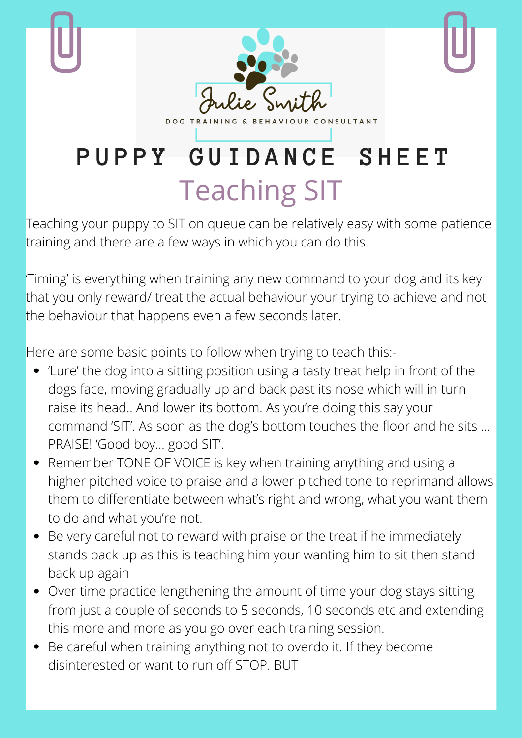Julie Smith

DOG TRAINING & BEHAVIOUR CONSULTANT

# PUPPY GUIDANCE SHEET

## Teaching SIT

Teaching your puppy to SIT on queue can be relatively easy with some patience training and there are a few ways in which you can do this.

'Timing' is everything when training any new command to your dog and its key that you only reward/ treat the actual behaviour your trying to achieve and not the behaviour that happens even a few seconds later.

Here are some basic points to follow when trying to teach this:-

- 'Lure' the dog into a sitting position using a tasty treat help in front of the dogs face, moving gradually up and back past its nose which will in turn raise its head.. And lower its bottom. As you're doing this say your command 'SIT'. As soon as the dog's bottom touches the floor and he sits … PRAISE! 'Good boy… good SIT'.
- Remember TONE OF VOICE is key when training anything and using a higher pitched voice to praise and a lower pitched tone to reprimand allows them to differentiate between what's right and wrong, what you want them to do and what you're not.
- Be very careful not to reward with praise or the treat if he immediately stands back up as this is teaching him your wanting him to sit then stand back up again
- Over time practice lengthening the amount of time your dog stays sitting from just a couple of seconds to 5 seconds, 10 seconds etc and extending this more and more as you go over each training session.
- Be careful when training anything not to overdo it. If they become disinterested or want to run off STOP. BUT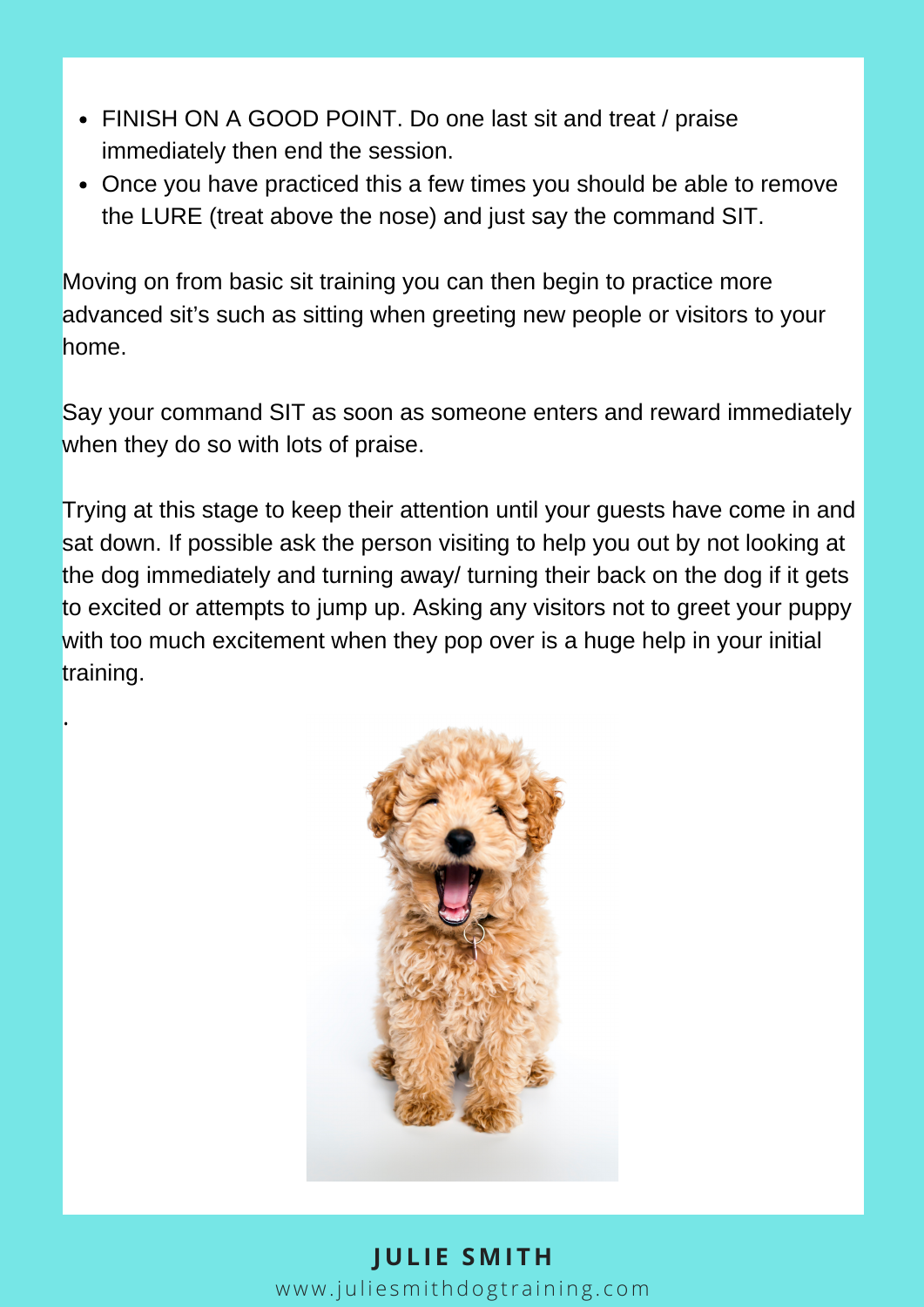- FINISH ON A GOOD POINT. Do one last sit and treat / praise immediately then end the session.
- Once you have practiced this a few times you should be able to remove the LURE (treat above the nose) and just say the command SIT.

Moving on from basic sit training you can then begin to practice more advanced sit's such as sitting when greeting new people or visitors to your home.

Say your command SIT as soon as someone enters and reward immediately when they do so with lots of praise.

Trying at this stage to keep their attention until your guests have come in and sat down. If possible ask the person visiting to help you out by not looking at the dog immediately and turning away/ turning their back on the dog if it gets to excited or attempts to jump up. Asking any visitors not to greet your puppy with too much excitement when they pop over is a huge help in your initial training.

.